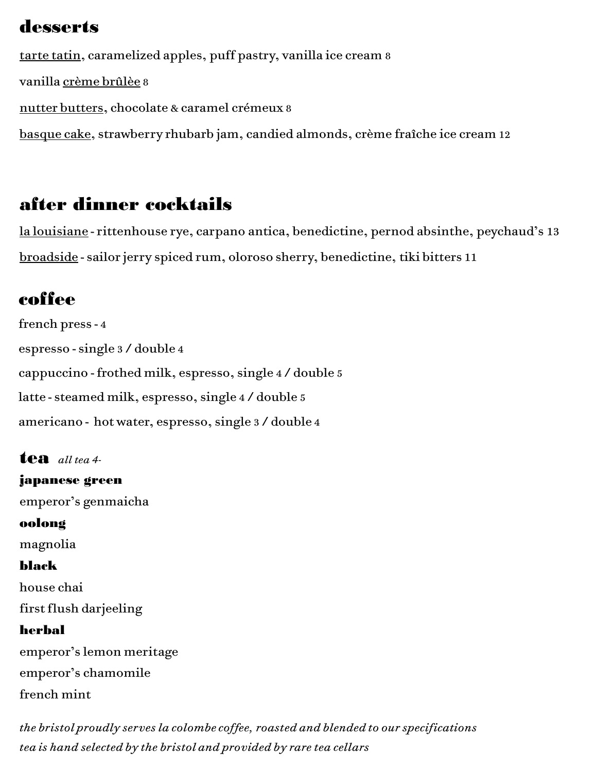# desserts

<u>tarte tatin</u>, caramelized apples, puff pastry, vanilla ice cream 8

vanilla <u>crème brûlèe</u> 8

<u>nutter butters</u>, chocolate & caramel crémeux 8

<u>basque cake</u>, strawberry rhubarb jam, candied almonds, crème fraîche ice cream 12

# after dinner cocktails

<u>la louisiane</u> - rittenhouse rye, carpano antica, benedictine, pernod absinthe, peychaud's 13

<u>broadside</u> - sailor jerry spiced rum, oloroso sherry, benedictine, tiki bitters 11

# coffee

french press - 4

espresso - single 3 / double 4

cappuccino - frothed milk, espresso, single 4 / double 5

latte - steamed milk, espresso, single 4 / double 5

americano - hot water, espresso, single 3 / double 4

# tea *all tea 4-*

**japanese green**

emperor's genmaicha

**oolong**

magnolia

**black**

house chai

first flush darjeeling

**herbal**

emperor's lemon meritage

emperor's chamomile

french mint

*the bristol proudly serves la colombe coffee, roasted and blended to our specifications*

*tea is hand selected by the bristol and provided by rare tea cellars*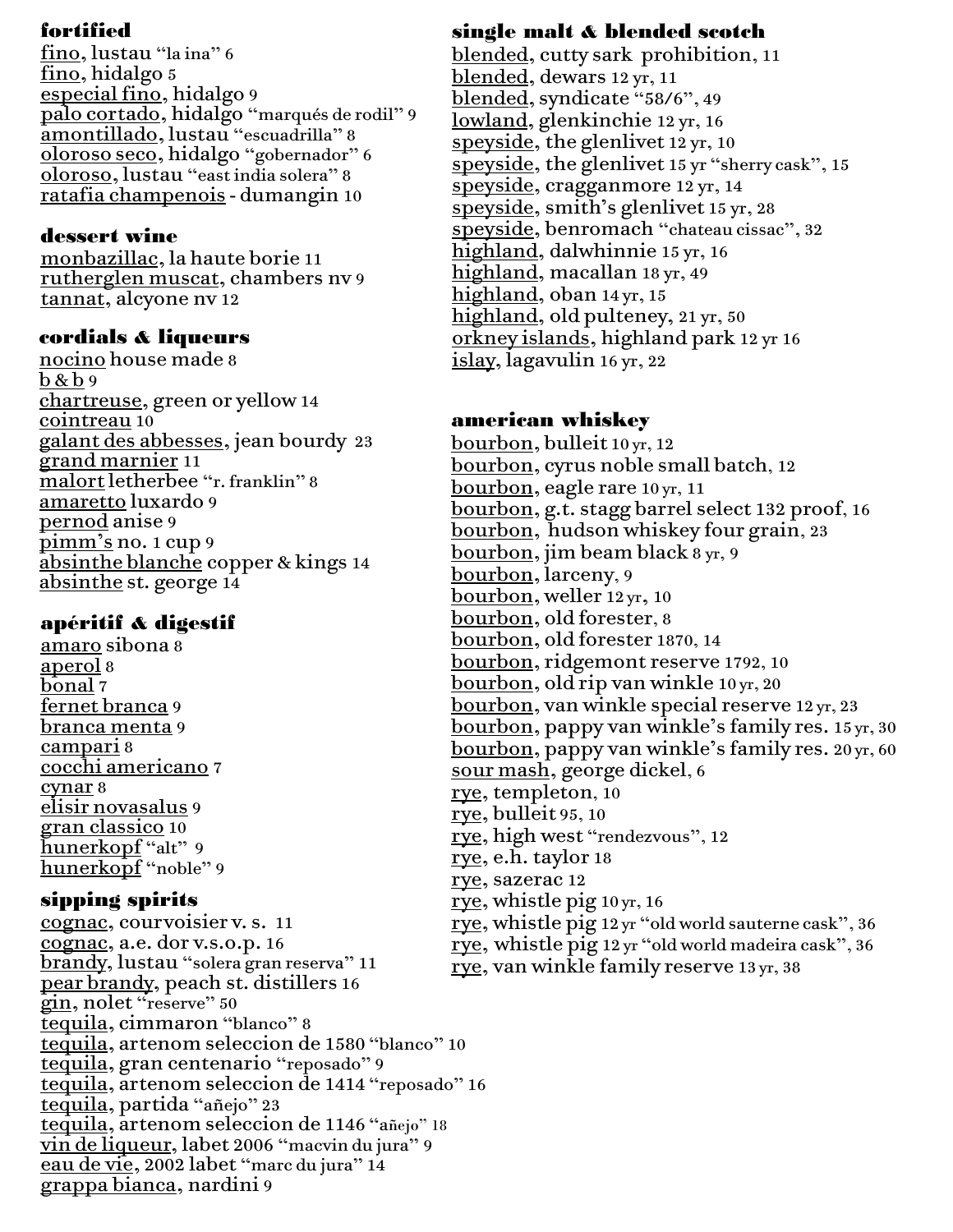## fortified

<u>fino</u>, lustau "la ina" 6
<u>fino</u>, hidalgo 5
<u>especial fino</u>, hidalgo 9
<u>palo cortado</u>, hidalgo "marqués de rodil" 9
<u>amontillado</u>, lustau "escuadrilla" 8
<u>oloroso seco</u>, hidalgo "gobernador" 6
<u>oloroso</u>, lustau "east india solera" 8
<u>ratafia champenois</u> - dumangin 10

## dessert wine

<u>monbazillac</u>, la haute borie 11
<u>rutherglen muscat</u>, chambers nv 9
<u>tannat</u>, alcyone nv 12

## cordials & liqueurs

<u>nocino</u> house made 8
<u>b & b</u> 9
<u>chartreuse</u>, green or yellow 14
<u>cointreau</u> 10
<u>galant des abbesses</u>, jean bourdy 23
<u>grand marnier</u> 11
<u>malort</u> letherbee "r. franklin" 8
<u>amaretto</u> luxardo 9
<u>pernod</u> anise 9
<u>pimm's</u> no. 1 cup 9
<u>absinthe blanche</u> copper & kings 14
<u>absinthe</u> st. george 14

## apéritif & digestif

<u>amaro</u> sibona 8
<u>aperol</u> 8
<u>bonal</u> 7
<u>fernet branca</u> 9
<u>branca menta</u> 9
<u>campari</u> 8
<u>cocchi americano</u> 7
<u>cynar</u> 8
<u>elisir novasalus</u> 9
<u>gran classico</u> 10
<u>hunerkopf</u> "alt" 9
<u>hunerkopf</u> "noble" 9

## sipping spirits

<u>cognac</u>, courvoisier v. s. 11
<u>cognac</u>, a.e. dor v.s.o.p. 16
<u>brandy</u>, lustau "solera gran reserva" 11
<u>pear brandy</u>, peach st. distillers 16
<u>gin</u>, nolet "reserve" 50
<u>tequila</u>, cimmaron "blanco" 8
<u>tequila</u>, artenom seleccion de 1580 "blanco" 10
<u>tequila</u>, gran centenario "reposado" 9
<u>tequila</u>, artenom seleccion de 1414 "reposado" 16
<u>tequila</u>, partida "añejo" 23
<u>tequila</u>, artenom seleccion de 1146 "añejo" 18
<u>vin de liqueur</u>, labet 2006 "macvin du jura" 9
<u>eau de vie</u>, 2002 labet "marc du jura" 14
<u>grappa bianca</u>, nardini 9

## single malt & blended scotch

<u>blended</u>, cutty sark prohibition, 11
<u>blended</u>, dewars 12 yr, 11
<u>blended</u>, syndicate "58/6", 49
<u>lowland</u>, glenkinchie 12 yr, 16
<u>speyside</u>, the glenlivet 12 yr, 10
<u>speyside</u>, the glenlivet 15 yr "sherry cask", 15
<u>speyside</u>, cragganmore 12 yr, 14
<u>speyside</u>, smith's glenlivet 15 yr, 28
<u>speyside</u>, benromach "chateau cissac", 32
<u>highland</u>, dalwhinnie 15 yr, 16
<u>highland</u>, macallan 18 yr, 49
<u>highland</u>, oban 14 yr, 15
<u>highland</u>, old pulteney, 21 yr, 50
<u>orkney islands</u>, highland park 12 yr 16
<u>islay</u>, lagavulin 16 yr, 22

## american whiskey

<u>bourbon</u>, bulleit 10 yr, 12
<u>bourbon</u>, cyrus noble small batch, 12
<u>bourbon</u>, eagle rare 10 yr, 11
<u>bourbon</u>, g.t. stagg barrel select 132 proof, 16
<u>bourbon</u>, hudson whiskey four grain, 23
<u>bourbon</u>, jim beam black 8 yr, 9
<u>bourbon</u>, larceny, 9
<u>bourbon</u>, weller 12 yr, 10
<u>bourbon</u>, old forester, 8
<u>bourbon</u>, old forester 1870, 14
<u>bourbon</u>, ridgemont reserve 1792, 10
<u>bourbon</u>, old rip van winkle 10 yr, 20
<u>bourbon</u>, van winkle special reserve 12 yr, 23
<u>bourbon</u>, pappy van winkle's family res. 15 yr, 30
<u>bourbon</u>, pappy van winkle's family res. 20 yr, 60
<u>sour mash</u>, george dickel, 6
<u>rye</u>, templeton, 10
<u>rye</u>, bulleit 95, 10
<u>rye</u>, high west "rendezvous", 12
<u>rye</u>, e.h. taylor 18
<u>rye</u>, sazerac 12
<u>rye</u>, whistle pig 10 yr, 16
<u>rye</u>, whistle pig 12 yr "old world sauterne cask", 36
<u>rye</u>, whistle pig 12 yr "old world madeira cask", 36
<u>rye</u>, van winkle family reserve 13 yr, 38